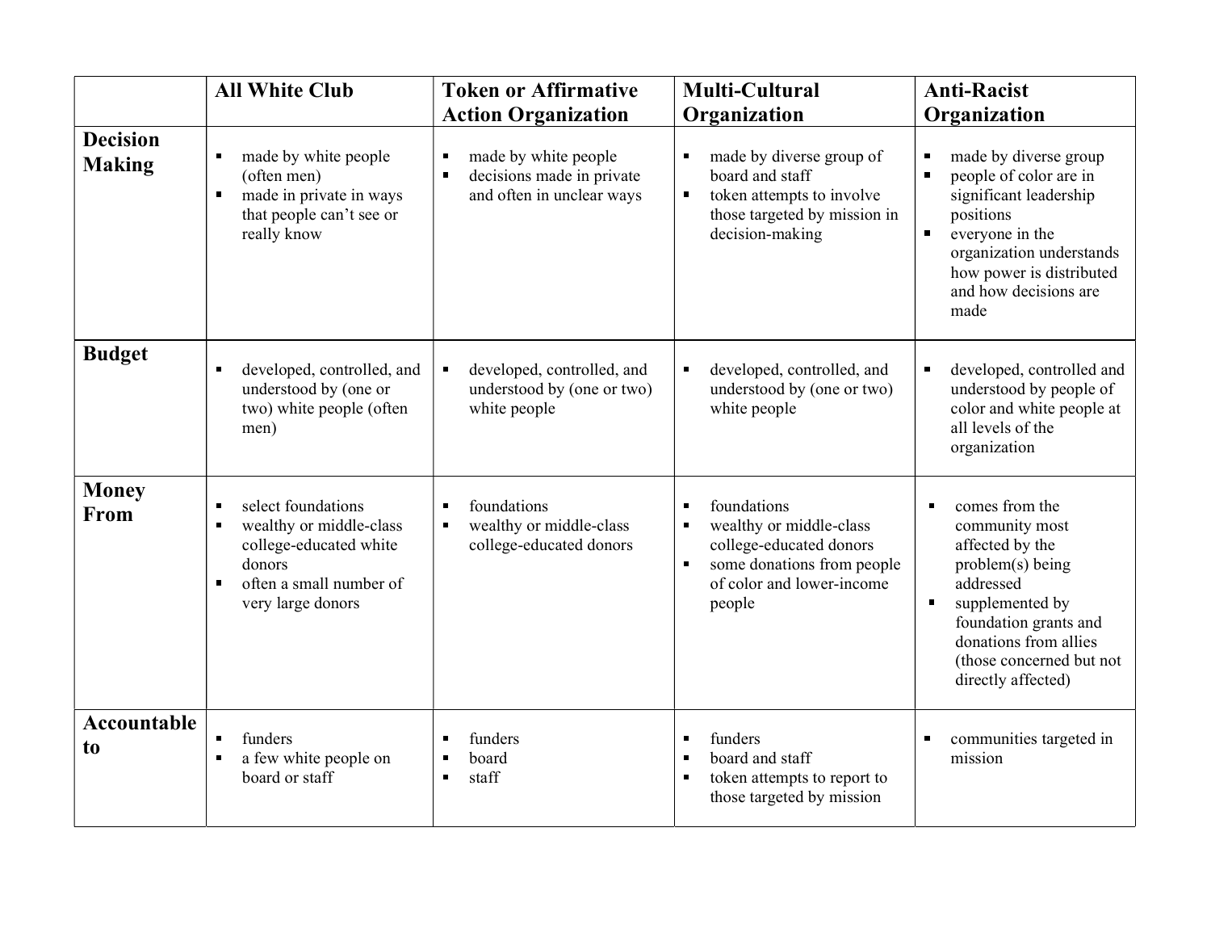| | All White Club | Token or Affirmative Action Organization | Multi-Cultural Organization | Anti-Racist Organization |
|---|---|---|---|---|
| **Decision Making** | ▪ made by white people (often men)<br>▪ made in private in ways that people can't see or really know | ▪ made by white people<br>▪ decisions made in private and often in unclear ways | ▪ made by diverse group of board and staff<br>▪ token attempts to involve those targeted by mission in decision-making | ▪ made by diverse group<br>▪ people of color are in significant leadership positions<br>▪ everyone in the organization understands how power is distributed and how decisions are made |
| **Budget** | ▪ developed, controlled, and understood by (one or two) white people (often men) | ▪ developed, controlled, and understood by (one or two) white people | ▪ developed, controlled, and understood by (one or two) white people | ▪ developed, controlled and understood by people of color and white people at all levels of the organization |
| **Money From** | ▪ select foundations<br>▪ wealthy or middle-class college-educated white donors<br>▪ often a small number of very large donors | ▪ foundations<br>▪ wealthy or middle-class college-educated donors | ▪ foundations<br>▪ wealthy or middle-class college-educated donors<br>▪ some donations from people of color and lower-income people | ▪ comes from the community most affected by the problem(s) being addressed<br>▪ supplemented by foundation grants and donations from allies (those concerned but not directly affected) |
| **Accountable to** | ▪ funders<br>▪ a few white people on board or staff | ▪ funders<br>▪ board<br>▪ staff | ▪ funders<br>▪ board and staff<br>▪ token attempts to report to those targeted by mission | ▪ communities targeted in mission |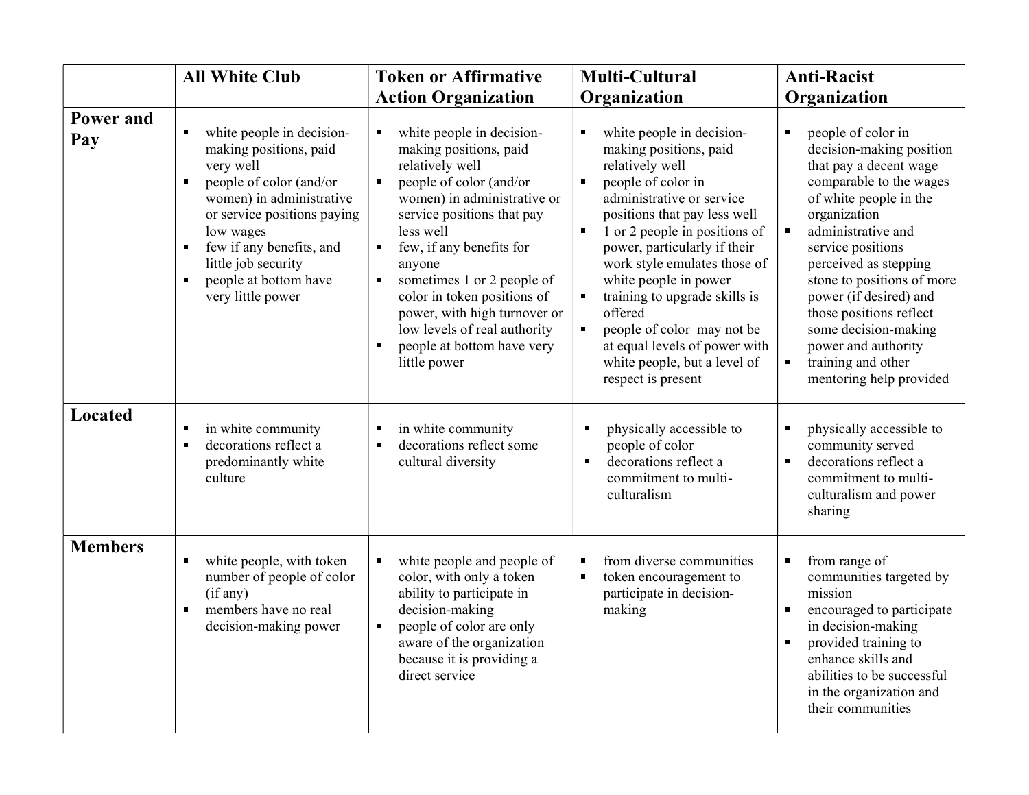| | All White Club | Token or Affirmative Action Organization | Multi-Cultural Organization | Anti-Racist Organization |
|---|---|---|---|---|
| **Power and Pay** | ▪ white people in decision-making positions, paid very well<br>▪ people of color (and/or women) in administrative or service positions paying low wages<br>▪ few if any benefits, and little job security<br>▪ people at bottom have very little power | ▪ white people in decision-making positions, paid relatively well<br>▪ people of color (and/or women) in administrative or service positions that pay less well<br>▪ few, if any benefits for anyone<br>▪ sometimes 1 or 2 people of color in token positions of power, with high turnover or low levels of real authority<br>▪ people at bottom have very little power | ▪ white people in decision-making positions, paid relatively well<br>▪ people of color in administrative or service positions that pay less well<br>▪ 1 or 2 people in positions of power, particularly if their work style emulates those of white people in power<br>▪ training to upgrade skills is offered<br>▪ people of color may not be at equal levels of power with white people, but a level of respect is present | ▪ people of color in decision-making position that pay a decent wage comparable to the wages of white people in the organization<br>▪ administrative and service positions perceived as stepping stone to positions of more power (if desired) and those positions reflect some decision-making power and authority<br>▪ training and other mentoring help provided |
| **Located** | ▪ in white community<br>▪ decorations reflect a predominantly white culture | ▪ in white community<br>▪ decorations reflect some cultural diversity | ▪ physically accessible to people of color<br>▪ decorations reflect a commitment to multi-culturalism | ▪ physically accessible to community served<br>▪ decorations reflect a commitment to multi-culturalism and power sharing |
| **Members** | ▪ white people, with token number of people of color (if any)<br>▪ members have no real decision-making power | ▪ white people and people of color, with only a token ability to participate in decision-making<br>▪ people of color are only aware of the organization because it is providing a direct service | ▪ from diverse communities<br>▪ token encouragement to participate in decision-making | ▪ from range of communities targeted by mission<br>▪ encouraged to participate in decision-making<br>▪ provided training to enhance skills and abilities to be successful in the organization and their communities |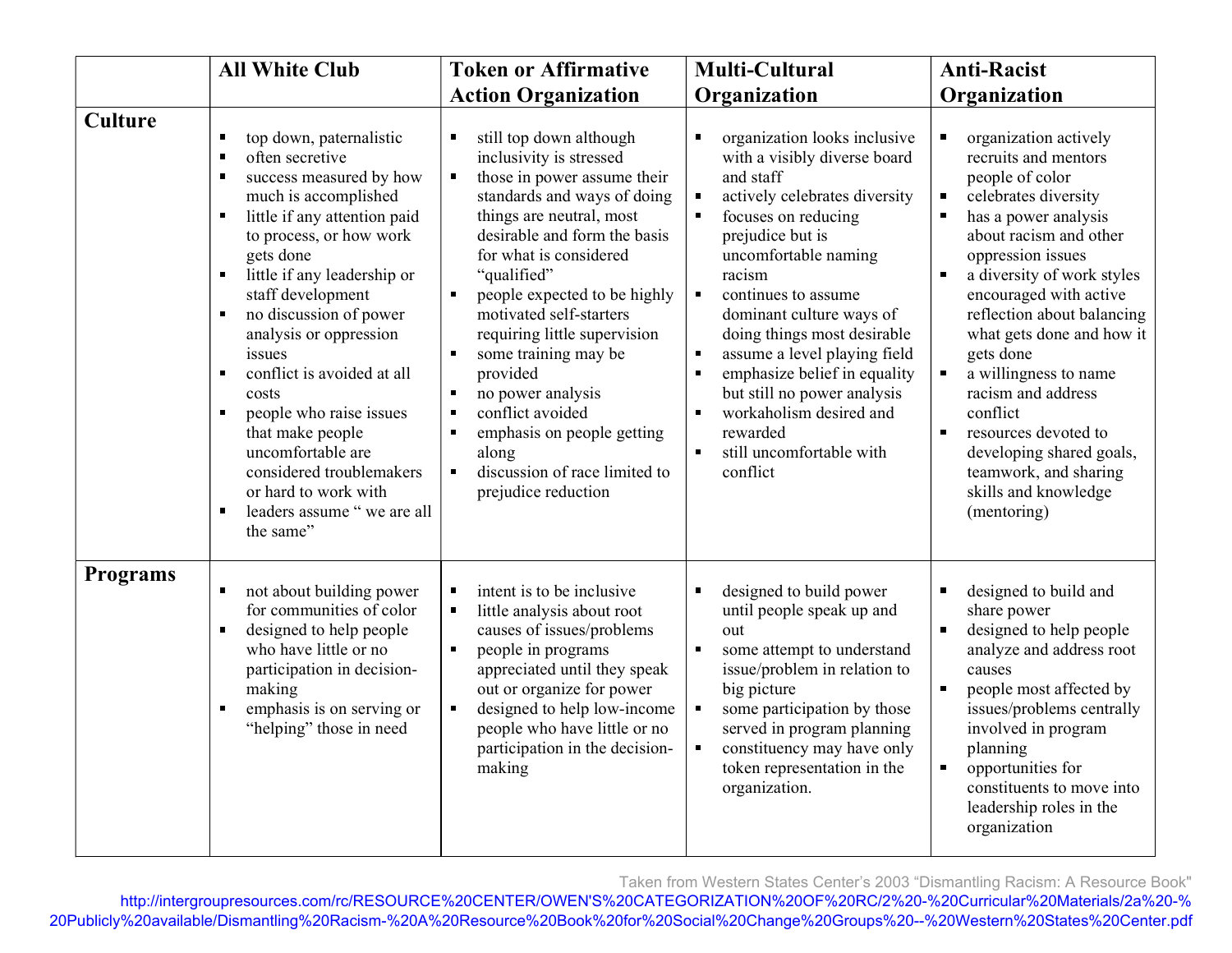| | All White Club | Token or Affirmative Action Organization | Multi-Cultural Organization | Anti-Racist Organization |
|---|---|---|---|---|
| **Culture** | ▪ top down, paternalistic<br>▪ often secretive<br>▪ success measured by how much is accomplished<br>▪ little if any attention paid to process, or how work gets done<br>▪ little if any leadership or staff development<br>▪ no discussion of power analysis or oppression issues<br>▪ conflict is avoided at all costs<br>▪ people who raise issues that make people uncomfortable are considered troublemakers or hard to work with<br>▪ leaders assume " we are all the same" | ▪ still top down although inclusivity is stressed<br>▪ those in power assume their standards and ways of doing things are neutral, most desirable and form the basis for what is considered "qualified"<br>▪ people expected to be highly motivated self-starters requiring little supervision<br>▪ some training may be provided<br>▪ no power analysis<br>▪ conflict avoided<br>▪ emphasis on people getting along<br>▪ discussion of race limited to prejudice reduction | ▪ organization looks inclusive with a visibly diverse board and staff<br>▪ actively celebrates diversity<br>▪ focuses on reducing prejudice but is uncomfortable naming racism<br>▪ continues to assume dominant culture ways of doing things most desirable<br>▪ assume a level playing field<br>▪ emphasize belief in equality but still no power analysis<br>▪ workaholism desired and rewarded<br>▪ still uncomfortable with conflict | ▪ organization actively recruits and mentors people of color<br>▪ celebrates diversity<br>▪ has a power analysis about racism and other oppression issues<br>▪ a diversity of work styles encouraged with active reflection about balancing what gets done and how it gets done<br>▪ a willingness to name racism and address conflict<br>▪ resources devoted to developing shared goals, teamwork, and sharing skills and knowledge (mentoring) |
| **Programs** | ▪ not about building power for communities of color<br>▪ designed to help people who have little or no participation in decision-making<br>▪ emphasis is on serving or "helping" those in need | ▪ intent is to be inclusive<br>▪ little analysis about root causes of issues/problems<br>▪ people in programs appreciated until they speak out or organize for power<br>▪ designed to help low-income people who have little or no participation in the decision-making | ▪ designed to build power until people speak up and out<br>▪ some attempt to understand issue/problem in relation to big picture<br>▪ some participation by those served in program planning<br>▪ constituency may have only token representation in the organization. | ▪ designed to build and share power<br>▪ designed to help people analyze and address root causes<br>▪ people most affected by issues/problems centrally involved in program planning<br>▪ opportunities for constituents to move into leadership roles in the organization |

Taken from Western States Center's 2003 "Dismantling Racism: A Resource Book"
http://intergroupresources.com/rc/RESOURCE%20CENTER/OWEN'S%20CATEGORIZATION%20OF%20RC/2%20-%20Curricular%20Materials/2a%20-%20Publicly%20available/Dismantling%20Racism-%20A%20Resource%20Book%20for%20Social%20Change%20Groups%20--%20Western%20States%20Center.pdf